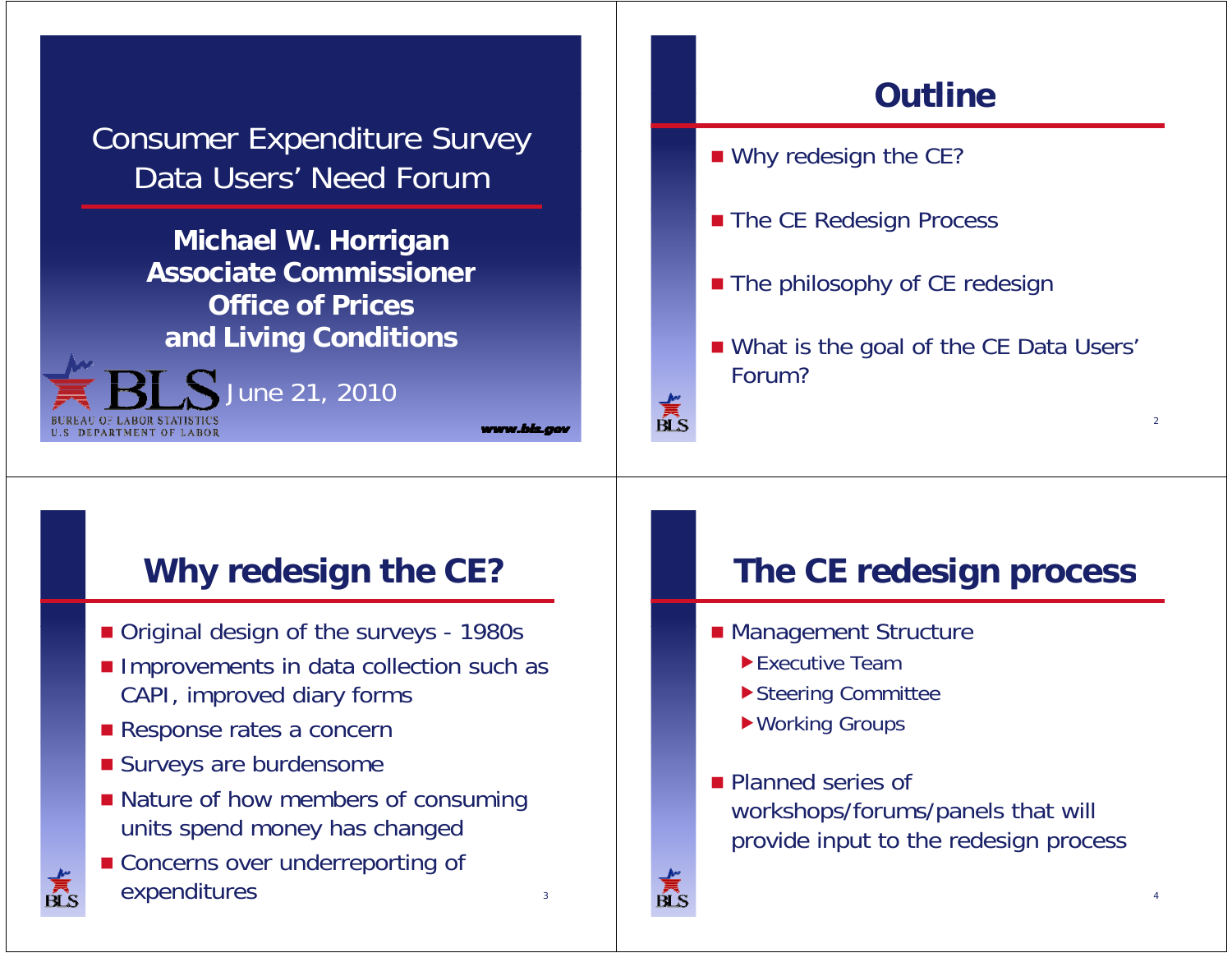# Consumer Expenditure Survey Data Users' Need Forum

**Michael W. Horrigan**
**Associate Commissioner**
**Office of Prices and Living Conditions**

BLS
BUREAU OF LABOR STATISTICS
U.S. DEPARTMENT OF LABOR

June 21, 2010

www.bls.gov

## Outline

- Why redesign the CE?
- The CE Redesign Process
- The philosophy of CE redesign
- What is the goal of the CE Data Users' Forum?

## Why redesign the CE?

- Original design of the surveys - 1980s
- Improvements in data collection such as CAPI, improved diary forms
- Response rates a concern
- Surveys are burdensome
- Nature of how members of consuming units spend money has changed
- Concerns over underreporting of expenditures

## The CE redesign process

- Management Structure
  - Executive Team
  - Steering Committee
  - Working Groups
- Planned series of workshops/forums/panels that will provide input to the redesign process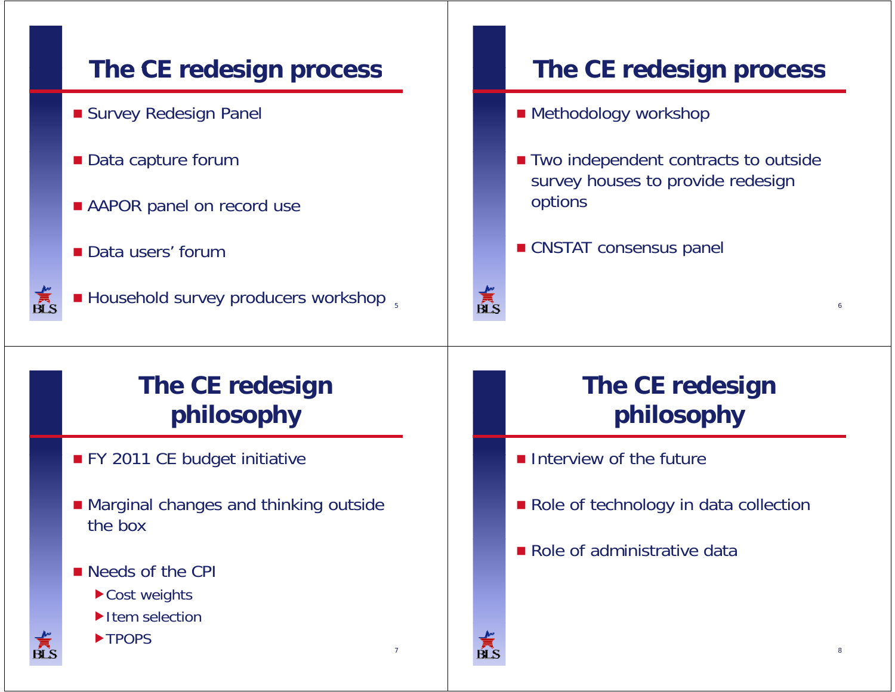## The CE redesign process

- Survey Redesign Panel
- Data capture forum
- AAPOR panel on record use
- Data users' forum
- Household survey producers workshop

## The CE redesign process

- Methodology workshop
- Two independent contracts to outside survey houses to provide redesign options
- CNSTAT consensus panel

## The CE redesign philosophy

- FY 2011 CE budget initiative
- Marginal changes and thinking outside the box
- Needs of the CPI
  - Cost weights
  - Item selection
  - TPOPS

## The CE redesign philosophy

- Interview of the future
- Role of technology in data collection
- Role of administrative data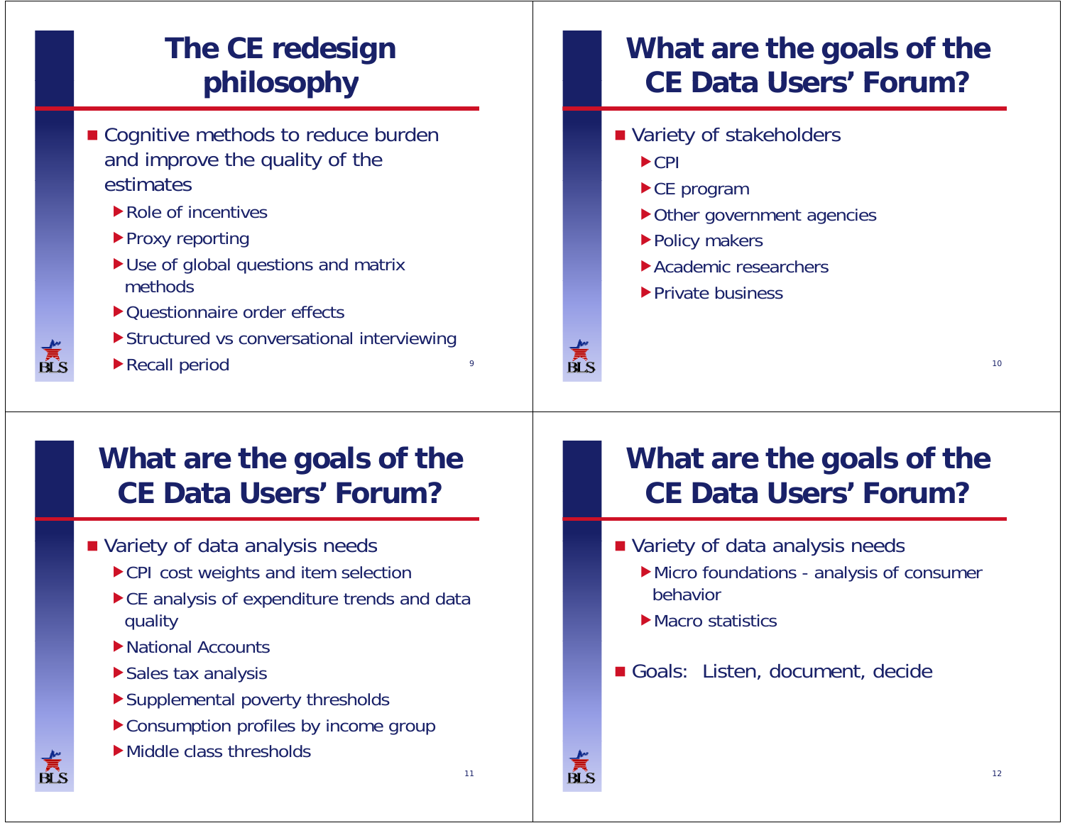# The CE redesign philosophy

- Cognitive methods to reduce burden and improve the quality of the estimates
  - Role of incentives
  - Proxy reporting
  - Use of global questions and matrix methods
  - Questionnaire order effects
  - Structured vs conversational interviewing
  - Recall period

# What are the goals of the CE Data Users' Forum?

- Variety of stakeholders
  - CPI
  - CE program
  - Other government agencies
  - Policy makers
  - Academic researchers
  - Private business

# What are the goals of the CE Data Users' Forum?

- Variety of data analysis needs
  - CPI cost weights and item selection
  - CE analysis of expenditure trends and data quality
  - National Accounts
  - Sales tax analysis
  - Supplemental poverty thresholds
  - Consumption profiles by income group
  - Middle class thresholds

# What are the goals of the CE Data Users' Forum?

- Variety of data analysis needs
  - Micro foundations - analysis of consumer behavior
  - Macro statistics
- Goals: Listen, document, decide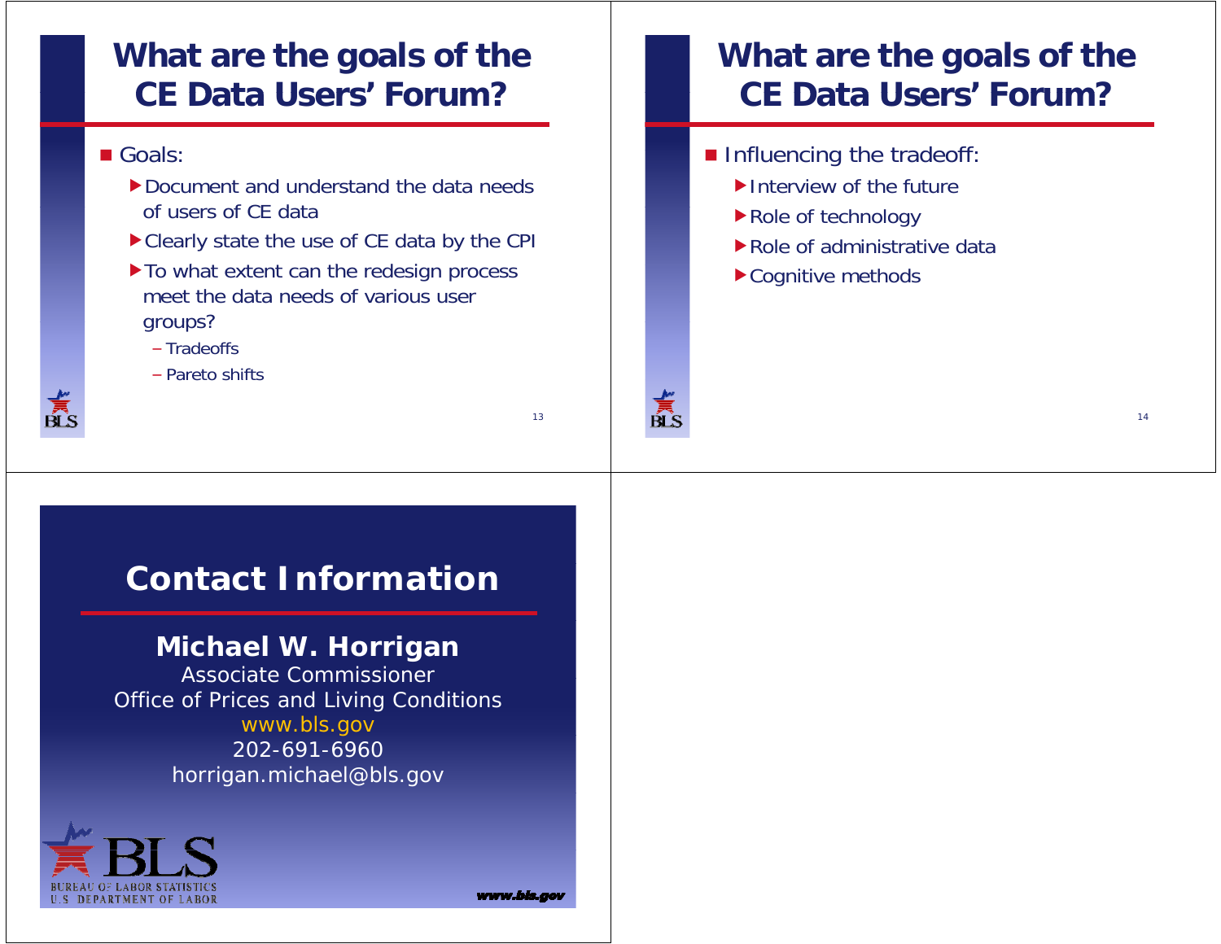## What are the goals of the CE Data Users' Forum?

- Goals:
  - Document and understand the data needs of users of CE data
  - Clearly state the use of CE data by the CPI
  - To what extent can the redesign process meet the data needs of various user groups?
    - Tradeoffs
    - Pareto shifts

## What are the goals of the CE Data Users' Forum?

- Influencing the tradeoff:
  - Interview of the future
  - Role of technology
  - Role of administrative data
  - Cognitive methods

## Contact Information

**Michael W. Horrigan**

Associate Commissioner
Office of Prices and Living Conditions
www.bls.gov
202-691-6960
horrigan.michael@bls.gov

BLS
BUREAU OF LABOR STATISTICS
U.S. DEPARTMENT OF LABOR

www.bls.gov